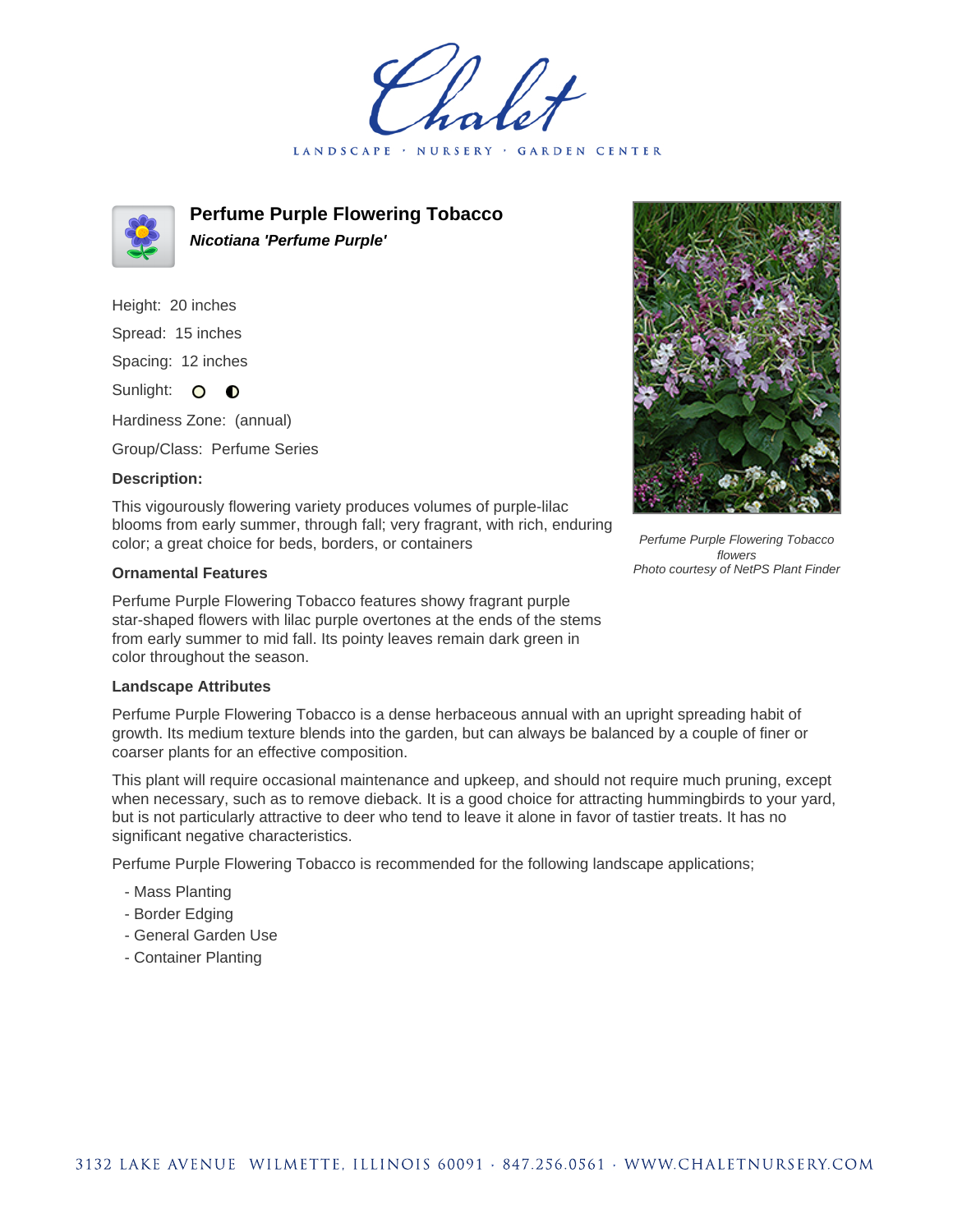Chalet

LANDSCAPE · NURSERY · GARDEN CENTER

# Perfume Purple Flowering Tobacco

***Nicotiana 'Perfume Purple'***

Height: 20 inches

Spread: 15 inches

Spacing: 12 inches

Sunlight: ○ ◐

Hardiness Zone: (annual)

Group/Class: Perfume Series

### Description:

This vigorously flowering variety produces volumes of purple-lilac blooms from early summer, through fall; very fragrant, with rich, enduring color; a great choice for beds, borders, or containers

### Ornamental Features

Perfume Purple Flowering Tobacco features showy fragrant purple star-shaped flowers with lilac purple overtones at the ends of the stems from early summer to mid fall. Its pointy leaves remain dark green in color throughout the season.

### Landscape Attributes

Perfume Purple Flowering Tobacco is a dense herbaceous annual with an upright spreading habit of growth. Its medium texture blends into the garden, but can always be balanced by a couple of finer or coarser plants for an effective composition.

This plant will require occasional maintenance and upkeep, and should not require much pruning, except when necessary, such as to remove dieback. It is a good choice for attracting hummingbirds to your yard, but is not particularly attractive to deer who tend to leave it alone in favor of tastier treats. It has no significant negative characteristics.

Perfume Purple Flowering Tobacco is recommended for the following landscape applications;

- Mass Planting
- Border Edging
- General Garden Use
- Container Planting

*Perfume Purple Flowering Tobacco flowers*
*Photo courtesy of NetPS Plant Finder*

3132 LAKE AVENUE WILMETTE, ILLINOIS 60091 · 847.256.0561 · WWW.CHALETNURSERY.COM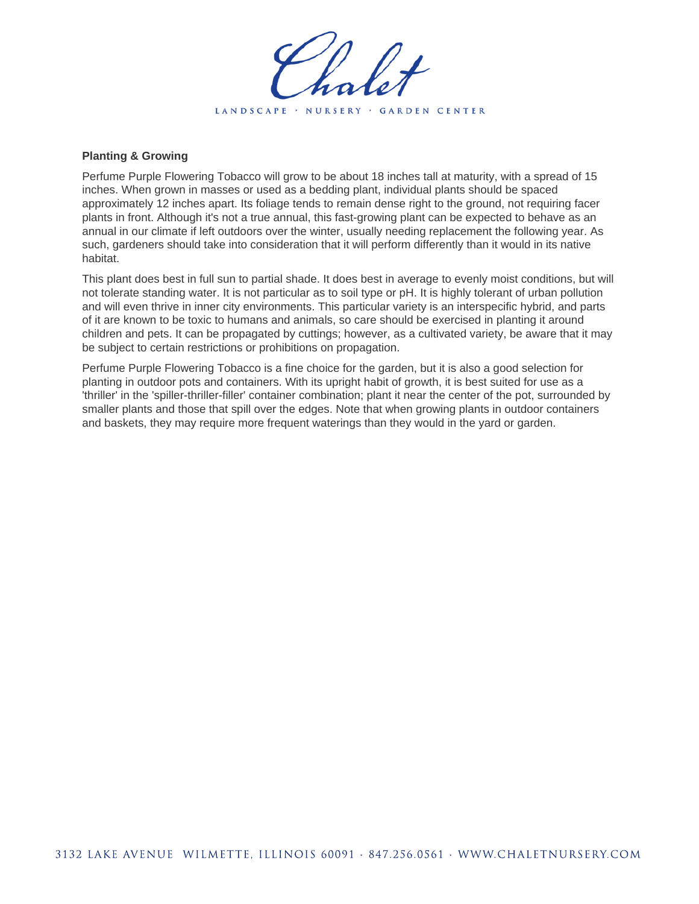**Planting & Growing**

Perfume Purple Flowering Tobacco will grow to be about 18 inches tall at maturity, with a spread of 15 inches. When grown in masses or used as a bedding plant, individual plants should be spaced approximately 12 inches apart. Its foliage tends to remain dense right to the ground, not requiring facer plants in front. Although it's not a true annual, this fast-growing plant can be expected to behave as an annual in our climate if left outdoors over the winter, usually needing replacement the following year. As such, gardeners should take into consideration that it will perform differently than it would in its native habitat.

This plant does best in full sun to partial shade. It does best in average to evenly moist conditions, but will not tolerate standing water. It is not particular as to soil type or pH. It is highly tolerant of urban pollution and will even thrive in inner city environments. This particular variety is an interspecific hybrid, and parts of it are known to be toxic to humans and animals, so care should be exercised in planting it around children and pets. It can be propagated by cuttings; however, as a cultivated variety, be aware that it may be subject to certain restrictions or prohibitions on propagation.

Perfume Purple Flowering Tobacco is a fine choice for the garden, but it is also a good selection for planting in outdoor pots and containers. With its upright habit of growth, it is best suited for use as a 'thriller' in the 'spiller-thriller-filler' container combination; plant it near the center of the pot, surrounded by smaller plants and those that spill over the edges. Note that when growing plants in outdoor containers and baskets, they may require more frequent waterings than they would in the yard or garden.